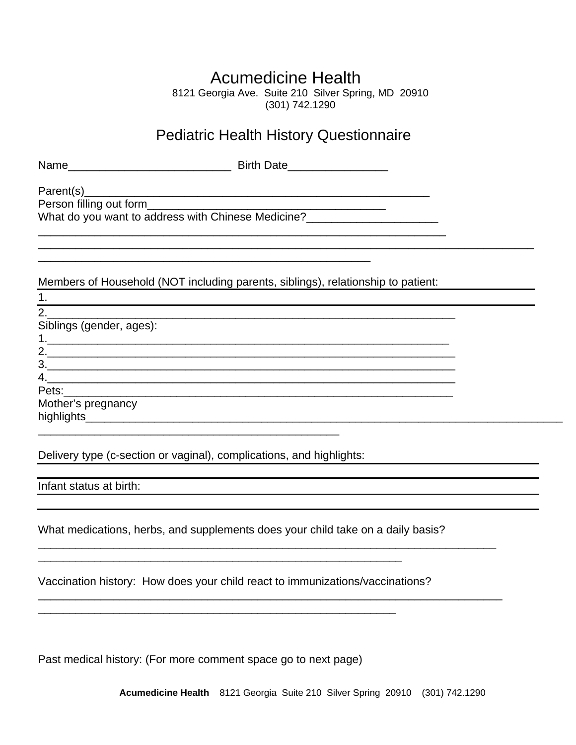# Acumedicine Health

8121 Georgia Ave.  Suite 210  Silver Spring, MD  20910

(301) 742.1290

## Pediatric Health History Questionnaire

Name__________________________  Birth Date________________

Parent(s)________________________________________________________

Person filling out form_______________________________________

What do you want to address with Chinese Medicine?_____________________

_________________________________________________________________

_______________________________________________________________________________

_____________________________________________________

Members of Household (NOT including parents, siblings), relationship to patient:

1.

2.__________________________________________________________________

Siblings (gender, ages):

1._________________________________________________________________

2.__________________________________________________________________

3.__________________________________________________________________

4.__________________________________________________________________

Pets:_______________________________________________________________

Mother's pregnancy highlights_____________________________________________________________________________

________________________________________________

Delivery type (c-section or vaginal), complications, and highlights:

Infant status at birth:

What medications, herbs, and supplements does your child take on a daily basis?

_________________________________________________________________________

__________________________________________________________

Vaccination history:  How does your child react to immunizations/vaccinations?

__________________________________________________________________________

_________________________________________________________

Past medical history: (For more comment space go to next page)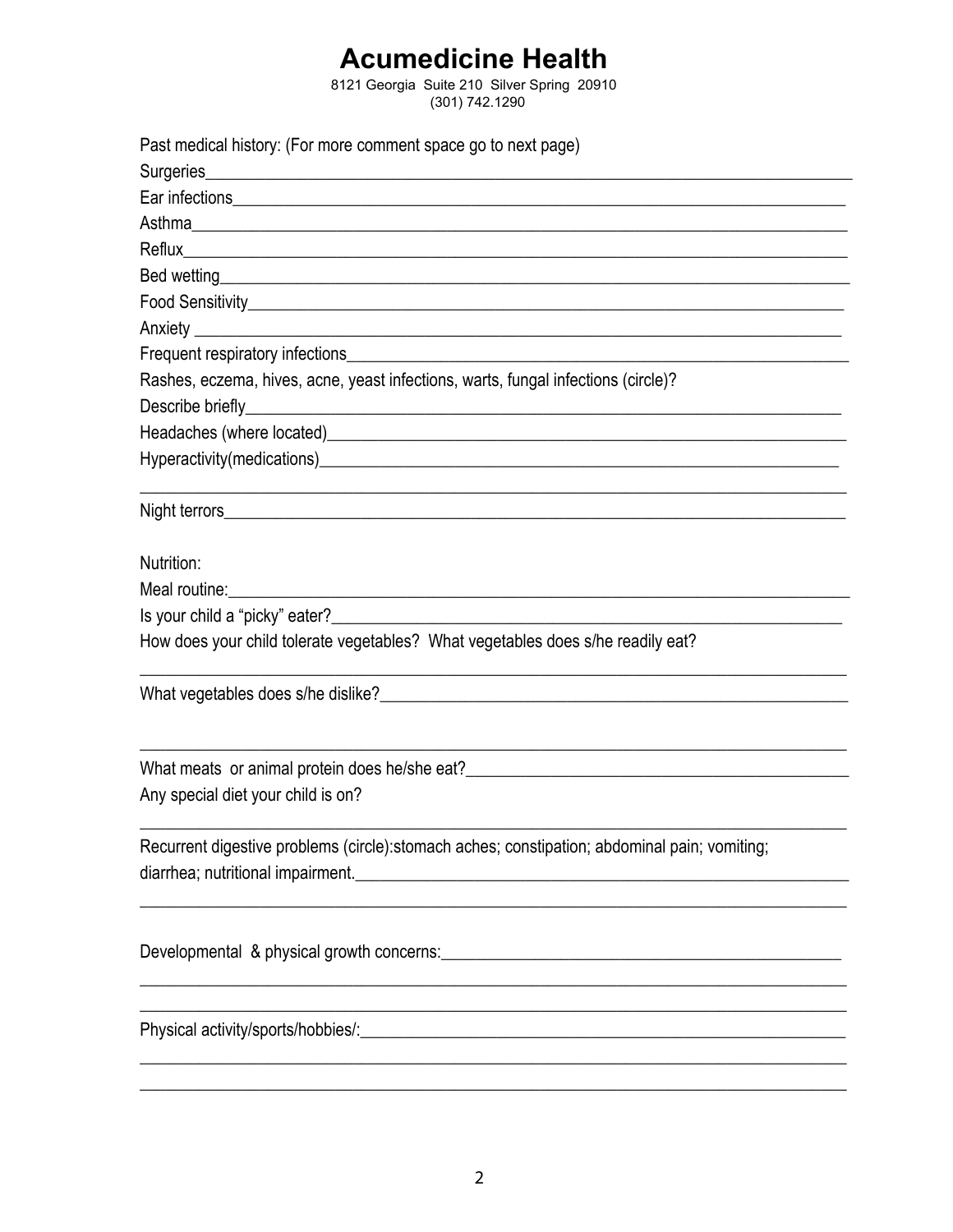# Acumedicine Health

8121 Georgia Suite 210 Silver Spring 20910
(301) 742.1290

Past medical history: (For more comment space go to next page)

Surgeries_______________________________________________________________

Ear infections____________________________________________________________

Asthma_________________________________________________________________

Reflux__________________________________________________________________

Bed wetting______________________________________________________________

Food Sensitivity___________________________________________________________

Anxiety _________________________________________________________________

Frequent respiratory infections______________________________________________

Rashes, eczema, hives, acne, yeast infections, warts, fungal infections (circle)?

Describe briefly___________________________________________________________

Headaches (where located)__________________________________________________

Hyperactivity(medications)__________________________________________________

_______________________________________________________________________

Night terrors______________________________________________________________

Nutrition:

Meal routine:______________________________________________________________

Is your child a “picky” eater?_________________________________________________

How does your child tolerate vegetables? What vegetables does s/he readily eat?

_______________________________________________________________________

What vegetables does s/he dislike?____________________________________________

_______________________________________________________________________

What meats or animal protein does he/she eat?__________________________________

Any special diet your child is on?

_______________________________________________________________________

Recurrent digestive problems (circle):stomach aches; constipation; abdominal pain; vomiting; diarrhea; nutritional impairment.______________________________________________

_______________________________________________________________________

Developmental & physical growth concerns:_____________________________________

_______________________________________________________________________

_______________________________________________________________________

Physical activity/sports/hobbies/:______________________________________________

_______________________________________________________________________

_______________________________________________________________________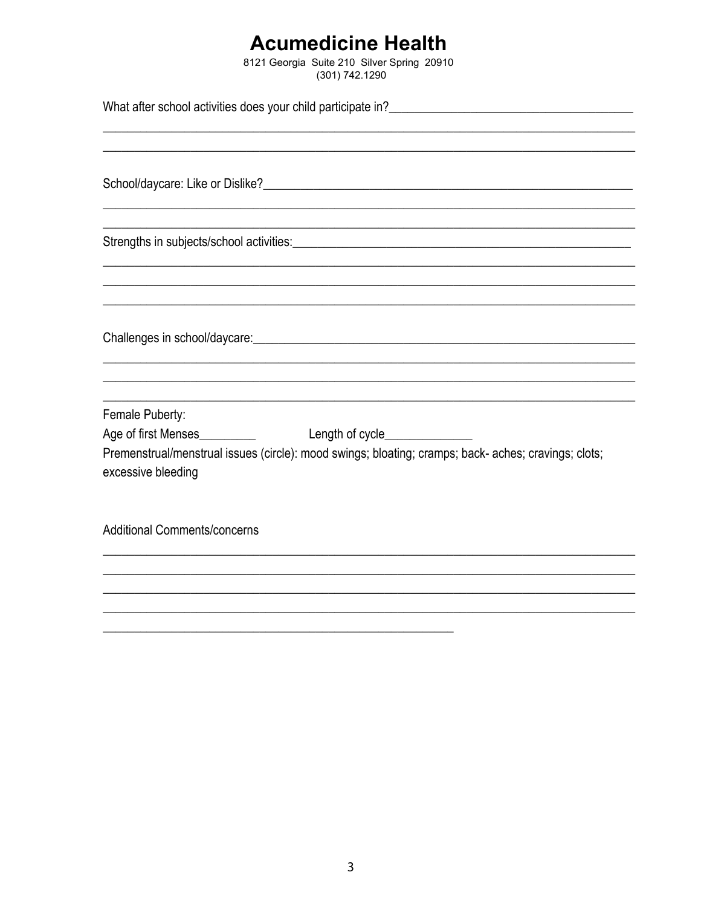# Acumedicine Health

8121 Georgia Suite 210 Silver Spring 20910
(301) 742.1290

What after school activities does your child participate in?______________________________________

_______________________________________________________________________________

_______________________________________________________________________________

School/daycare: Like or Dislike?_________________________________________________________

_______________________________________________________________________________

_______________________________________________________________________________

Strengths in subjects/school activities:____________________________________________________

_______________________________________________________________________________

_______________________________________________________________________________

_______________________________________________________________________________

Challenges in school/daycare:___________________________________________________________

_______________________________________________________________________________

_______________________________________________________________________________

_______________________________________________________________________________

Female Puberty:

Age of first Menses_________ Length of cycle______________

Premenstrual/menstrual issues (circle): mood swings; bloating; cramps; back- aches; cravings; clots; excessive bleeding

Additional Comments/concerns

_______________________________________________________________________________

_______________________________________________________________________________

_______________________________________________________________________________

_______________________________________________________________________________

_______________________________________________________